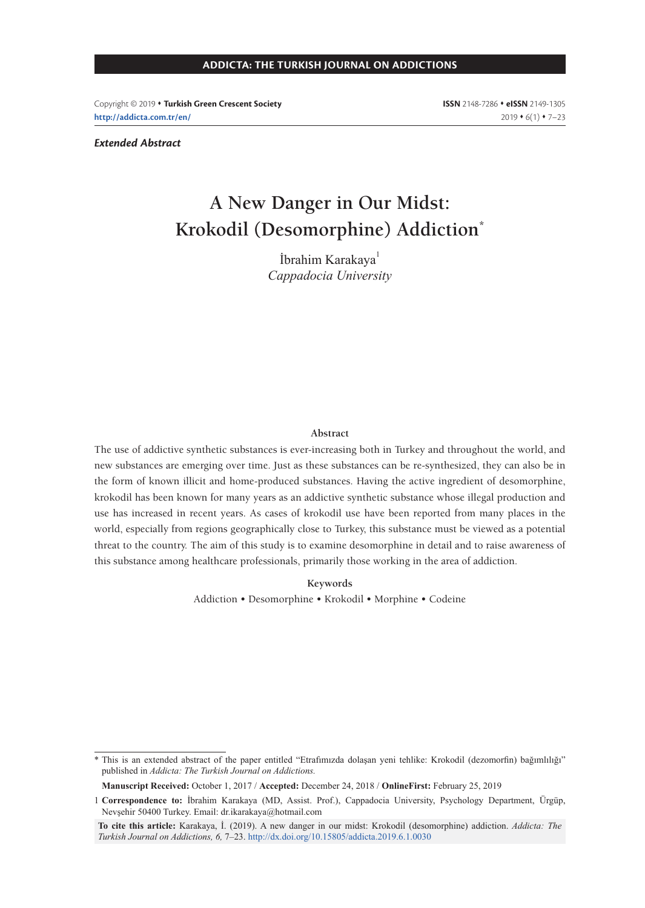*Extended Abstract*

# A New Danger in Our Midst: Krokodil (Desomorphine) Addiction*

İbrahim Karakaya[1]

*Cappadocia University*

### Abstract

The use of addictive synthetic substances is ever-increasing both in Turkey and throughout the world, and new substances are emerging over time. Just as these substances can be re-synthesized, they can also be in the form of known illicit and home-produced substances. Having the active ingredient of desomorphine, krokodil has been known for many years as an addictive synthetic substance whose illegal production and use has increased in recent years. As cases of krokodil use have been reported from many places in the world, especially from regions geographically close to Turkey, this substance must be viewed as a potential threat to the country. The aim of this study is to examine desomorphine in detail and to raise awareness of this substance among healthcare professionals, primarily those working in the area of addiction.

### Keywords

Addiction • Desomorphine • Krokodil • Morphine • Codeine

---

* This is an extended abstract of the paper entitled "Etrafımızda dolaşan yeni tehlike: Krokodil (dezomorfin) bağımlılığı" published in *Addicta: The Turkish Journal on Addictions.*

**Manuscript Received:** October 1, 2017 / **Accepted:** December 24, 2018 / **OnlineFirst:** February 25, 2019

1 **Correspondence to:** İbrahim Karakaya (MD, Assist. Prof.), Cappadocia University, Psychology Department, Ürgüp, Nevşehir 50400 Turkey. Email: dr.ikarakaya@hotmail.com

**To cite this article:** Karakaya, İ. (2019). A new danger in our midst: Krokodil (desomorphine) addiction. *Addicta: The Turkish Journal on Addictions, 6,* 7–23. http://dx.doi.org/10.15805/addicta.2019.6.1.0030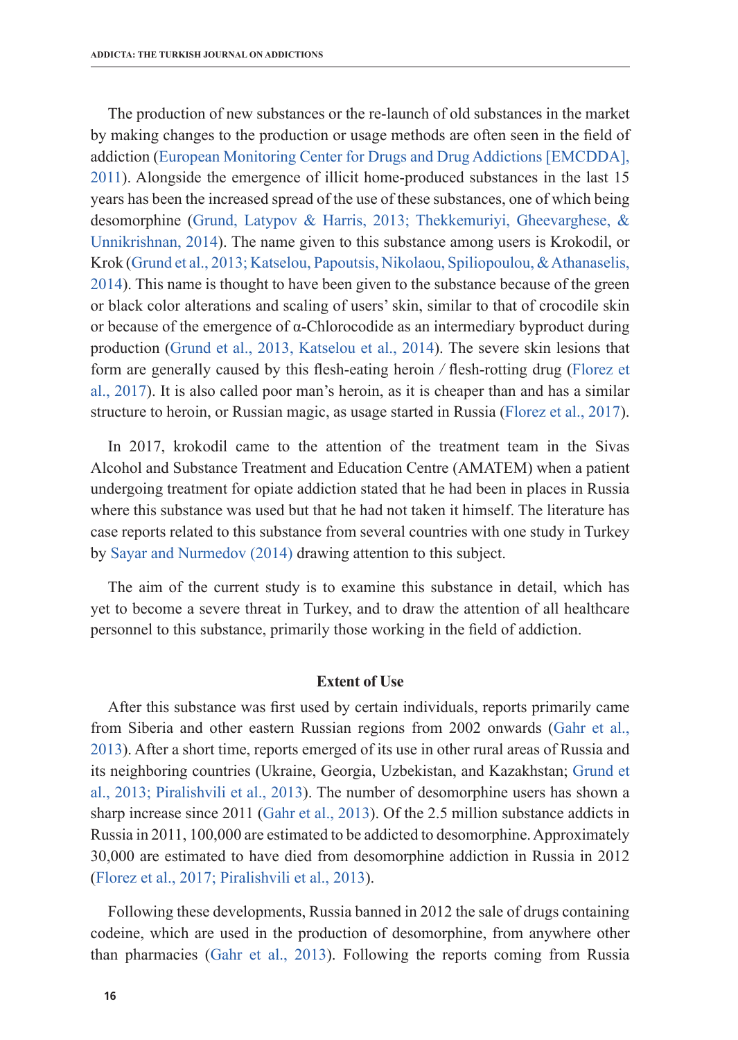The production of new substances or the re-launch of old substances in the market by making changes to the production or usage methods are often seen in the field of addiction (European Monitoring Center for Drugs and Drug Addictions [EMCDDA], 2011). Alongside the emergence of illicit home-produced substances in the last 15 years has been the increased spread of the use of these substances, one of which being desomorphine (Grund, Latypov & Harris, 2013; Thekkemuriyi, Gheevarghese, & Unnikrishnan, 2014). The name given to this substance among users is Krokodil, or Krok (Grund et al., 2013; Katselou, Papoutsis, Nikolaou, Spiliopoulou, & Athanaselis, 2014). This name is thought to have been given to the substance because of the green or black color alterations and scaling of users' skin, similar to that of crocodile skin or because of the emergence of α-Chlorocodide as an intermediary byproduct during production (Grund et al., 2013, Katselou et al., 2014). The severe skin lesions that form are generally caused by this flesh-eating heroin / flesh-rotting drug (Florez et al., 2017). It is also called poor man's heroin, as it is cheaper than and has a similar structure to heroin, or Russian magic, as usage started in Russia (Florez et al., 2017).

In 2017, krokodil came to the attention of the treatment team in the Sivas Alcohol and Substance Treatment and Education Centre (AMATEM) when a patient undergoing treatment for opiate addiction stated that he had been in places in Russia where this substance was used but that he had not taken it himself. The literature has case reports related to this substance from several countries with one study in Turkey by Sayar and Nurmedov (2014) drawing attention to this subject.

The aim of the current study is to examine this substance in detail, which has yet to become a severe threat in Turkey, and to draw the attention of all healthcare personnel to this substance, primarily those working in the field of addiction.

## Extent of Use

After this substance was first used by certain individuals, reports primarily came from Siberia and other eastern Russian regions from 2002 onwards (Gahr et al., 2013). After a short time, reports emerged of its use in other rural areas of Russia and its neighboring countries (Ukraine, Georgia, Uzbekistan, and Kazakhstan; Grund et al., 2013; Piralishvili et al., 2013). The number of desomorphine users has shown a sharp increase since 2011 (Gahr et al., 2013). Of the 2.5 million substance addicts in Russia in 2011, 100,000 are estimated to be addicted to desomorphine. Approximately 30,000 are estimated to have died from desomorphine addiction in Russia in 2012 (Florez et al., 2017; Piralishvili et al., 2013).

Following these developments, Russia banned in 2012 the sale of drugs containing codeine, which are used in the production of desomorphine, from anywhere other than pharmacies (Gahr et al., 2013). Following the reports coming from Russia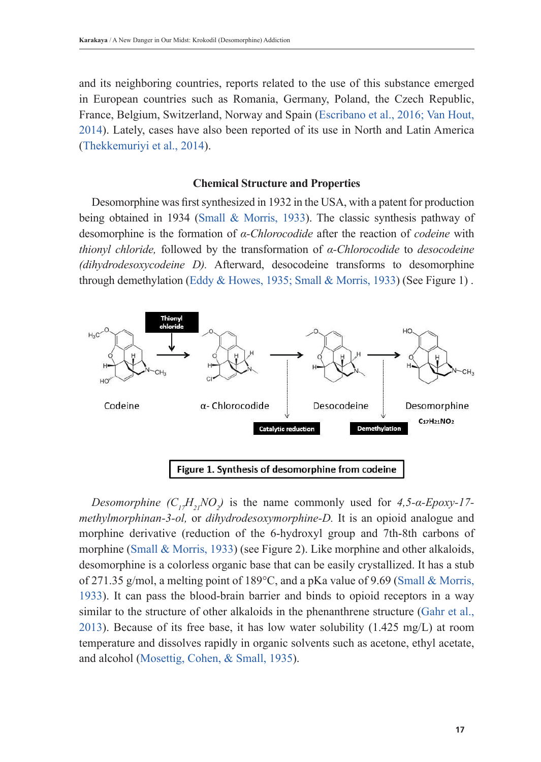and its neighboring countries, reports related to the use of this substance emerged in European countries such as Romania, Germany, Poland, the Czech Republic, France, Belgium, Switzerland, Norway and Spain (Escribano et al., 2016; Van Hout, 2014). Lately, cases have also been reported of its use in North and Latin America (Thekkemuriyi et al., 2014).

## Chemical Structure and Properties

Desomorphine was first synthesized in 1932 in the USA, with a patent for production being obtained in 1934 (Small & Morris, 1933). The classic synthesis pathway of desomorphine is the formation of *α-Chlorocodide* after the reaction of *codeine* with *thionyl chloride,* followed by the transformation of *α-Chlorocodide* to *desocodeine (dihydrodesoxycodeine D).* Afterward, desocodeine transforms to desomorphine through demethylation (Eddy & Howes, 1935; Small & Morris, 1933) (See Figure 1) .

Thionyl chloride

Codeine — α- Chlorocodide — Desocodeine — Desomorphine

$C_{17}H_{21}NO_2$

Catalytic reduction — Demethylation

**Figure 1. Synthesis of desomorphine from codeine**

*Desomorphine ($C_{17}H_{21}NO_2$)* is the name commonly used for *4,5-α-Epoxy-17-methylmorphinan-3-ol,* or *dihydrodesoxymorphine-D.* It is an opioid analogue and morphine derivative (reduction of the 6-hydroxyl group and 7th-8th carbons of morphine (Small & Morris, 1933) (see Figure 2). Like morphine and other alkaloids, desomorphine is a colorless organic base that can be easily crystallized. It has a stub of 271.35 g/mol, a melting point of 189°C, and a pKa value of 9.69 (Small & Morris, 1933). It can pass the blood-brain barrier and binds to opioid receptors in a way similar to the structure of other alkaloids in the phenanthrene structure (Gahr et al., 2013). Because of its free base, it has low water solubility (1.425 mg/L) at room temperature and dissolves rapidly in organic solvents such as acetone, ethyl acetate, and alcohol (Mosettig, Cohen, & Small, 1935).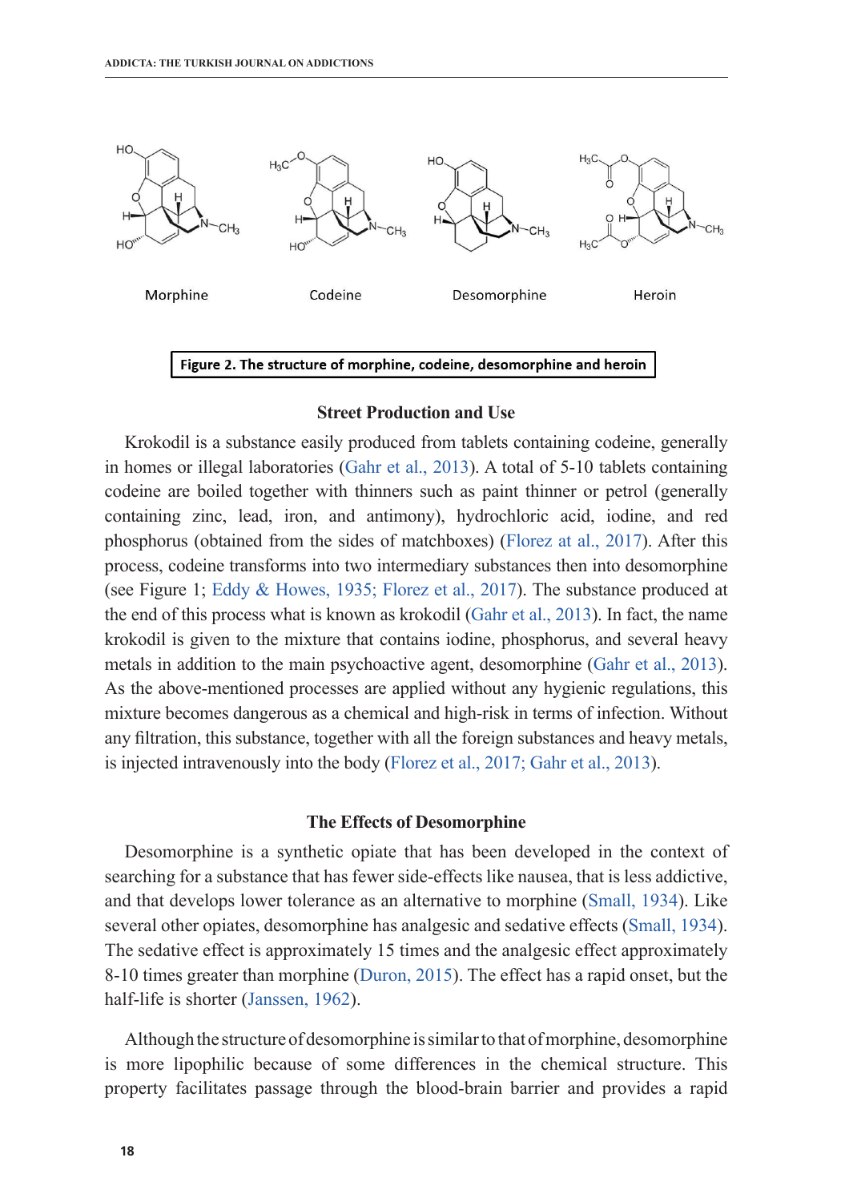Morphine Codeine Desomorphine Heroin

**Figure 2. The structure of morphine, codeine, desomorphine and heroin**

### Street Production and Use

Krokodil is a substance easily produced from tablets containing codeine, generally in homes or illegal laboratories (Gahr et al., 2013). A total of 5-10 tablets containing codeine are boiled together with thinners such as paint thinner or petrol (generally containing zinc, lead, iron, and antimony), hydrochloric acid, iodine, and red phosphorus (obtained from the sides of matchboxes) (Florez at al., 2017). After this process, codeine transforms into two intermediary substances then into desomorphine (see Figure 1; Eddy & Howes, 1935; Florez et al., 2017). The substance produced at the end of this process what is known as krokodil (Gahr et al., 2013). In fact, the name krokodil is given to the mixture that contains iodine, phosphorus, and several heavy metals in addition to the main psychoactive agent, desomorphine (Gahr et al., 2013). As the above-mentioned processes are applied without any hygienic regulations, this mixture becomes dangerous as a chemical and high-risk in terms of infection. Without any filtration, this substance, together with all the foreign substances and heavy metals, is injected intravenously into the body (Florez et al., 2017; Gahr et al., 2013).

### The Effects of Desomorphine

Desomorphine is a synthetic opiate that has been developed in the context of searching for a substance that has fewer side-effects like nausea, that is less addictive, and that develops lower tolerance as an alternative to morphine (Small, 1934). Like several other opiates, desomorphine has analgesic and sedative effects (Small, 1934). The sedative effect is approximately 15 times and the analgesic effect approximately 8-10 times greater than morphine (Duron, 2015). The effect has a rapid onset, but the half-life is shorter (Janssen, 1962).

Although the structure of desomorphine is similar to that of morphine, desomorphine is more lipophilic because of some differences in the chemical structure. This property facilitates passage through the blood-brain barrier and provides a rapid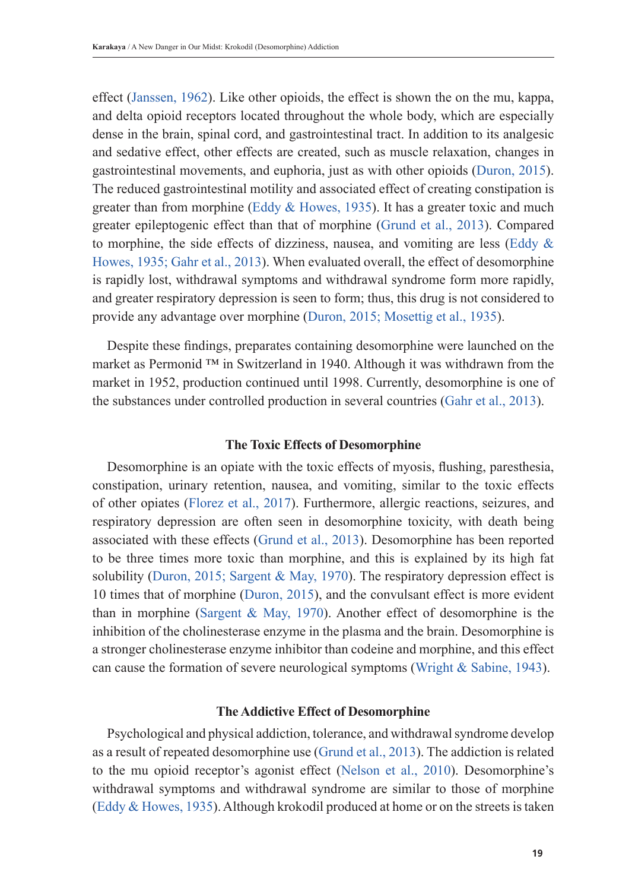effect (Janssen, 1962). Like other opioids, the effect is shown the on the mu, kappa, and delta opioid receptors located throughout the whole body, which are especially dense in the brain, spinal cord, and gastrointestinal tract. In addition to its analgesic and sedative effect, other effects are created, such as muscle relaxation, changes in gastrointestinal movements, and euphoria, just as with other opioids (Duron, 2015). The reduced gastrointestinal motility and associated effect of creating constipation is greater than from morphine (Eddy & Howes, 1935). It has a greater toxic and much greater epileptogenic effect than that of morphine (Grund et al., 2013). Compared to morphine, the side effects of dizziness, nausea, and vomiting are less (Eddy & Howes, 1935; Gahr et al., 2013). When evaluated overall, the effect of desomorphine is rapidly lost, withdrawal symptoms and withdrawal syndrome form more rapidly, and greater respiratory depression is seen to form; thus, this drug is not considered to provide any advantage over morphine (Duron, 2015; Mosettig et al., 1935).

Despite these findings, preparates containing desomorphine were launched on the market as Permonid ™ in Switzerland in 1940. Although it was withdrawn from the market in 1952, production continued until 1998. Currently, desomorphine is one of the substances under controlled production in several countries (Gahr et al., 2013).

## The Toxic Effects of Desomorphine

Desomorphine is an opiate with the toxic effects of myosis, flushing, paresthesia, constipation, urinary retention, nausea, and vomiting, similar to the toxic effects of other opiates (Florez et al., 2017). Furthermore, allergic reactions, seizures, and respiratory depression are often seen in desomorphine toxicity, with death being associated with these effects (Grund et al., 2013). Desomorphine has been reported to be three times more toxic than morphine, and this is explained by its high fat solubility (Duron, 2015; Sargent & May, 1970). The respiratory depression effect is 10 times that of morphine (Duron, 2015), and the convulsant effect is more evident than in morphine (Sargent & May, 1970). Another effect of desomorphine is the inhibition of the cholinesterase enzyme in the plasma and the brain. Desomorphine is a stronger cholinesterase enzyme inhibitor than codeine and morphine, and this effect can cause the formation of severe neurological symptoms (Wright & Sabine, 1943).

## The Addictive Effect of Desomorphine

Psychological and physical addiction, tolerance, and withdrawal syndrome develop as a result of repeated desomorphine use (Grund et al., 2013). The addiction is related to the mu opioid receptor's agonist effect (Nelson et al., 2010). Desomorphine's withdrawal symptoms and withdrawal syndrome are similar to those of morphine (Eddy & Howes, 1935). Although krokodil produced at home or on the streets is taken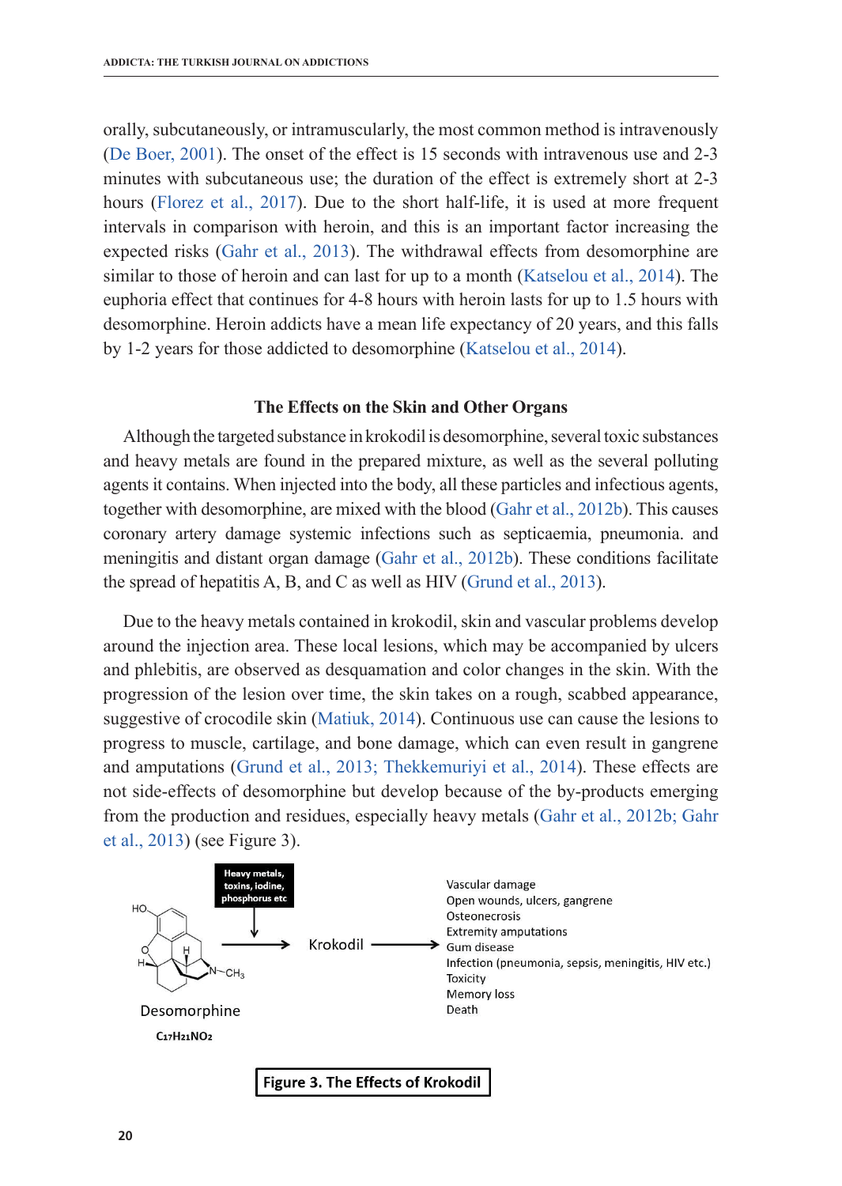orally, subcutaneously, or intramuscularly, the most common method is intravenously (De Boer, 2001). The onset of the effect is 15 seconds with intravenous use and 2-3 minutes with subcutaneous use; the duration of the effect is extremely short at 2-3 hours (Florez et al., 2017). Due to the short half-life, it is used at more frequent intervals in comparison with heroin, and this is an important factor increasing the expected risks (Gahr et al., 2013). The withdrawal effects from desomorphine are similar to those of heroin and can last for up to a month (Katselou et al., 2014). The euphoria effect that continues for 4-8 hours with heroin lasts for up to 1.5 hours with desomorphine. Heroin addicts have a mean life expectancy of 20 years, and this falls by 1-2 years for those addicted to desomorphine (Katselou et al., 2014).

## The Effects on the Skin and Other Organs

Although the targeted substance in krokodil is desomorphine, several toxic substances and heavy metals are found in the prepared mixture, as well as the several polluting agents it contains. When injected into the body, all these particles and infectious agents, together with desomorphine, are mixed with the blood (Gahr et al., 2012b). This causes coronary artery damage systemic infections such as septicaemia, pneumonia. and meningitis and distant organ damage (Gahr et al., 2012b). These conditions facilitate the spread of hepatitis A, B, and C as well as HIV (Grund et al., 2013).

Due to the heavy metals contained in krokodil, skin and vascular problems develop around the injection area. These local lesions, which may be accompanied by ulcers and phlebitis, are observed as desquamation and color changes in the skin. With the progression of the lesion over time, the skin takes on a rough, scabbed appearance, suggestive of crocodile skin (Matiuk, 2014). Continuous use can cause the lesions to progress to muscle, cartilage, and bone damage, which can even result in gangrene and amputations (Grund et al., 2013; Thekkemuriyi et al., 2014). These effects are not side-effects of desomorphine but develop because of the by-products emerging from the production and residues, especially heavy metals (Gahr et al., 2012b; Gahr et al., 2013) (see Figure 3).

Heavy metals, toxins, iodine, phosphorus etc

Desomorphine

$C_{17}H_{21}NO_2$

→ Krokodil →

- Vascular damage
- Open wounds, ulcers, gangrene
- Osteonecrosis
- Extremity amputations
- Gum disease
- Infection (pneumonia, sepsis, meningitis, HIV etc.)
- Toxicity
- Memory loss
- Death

**Figure 3. The Effects of Krokodil**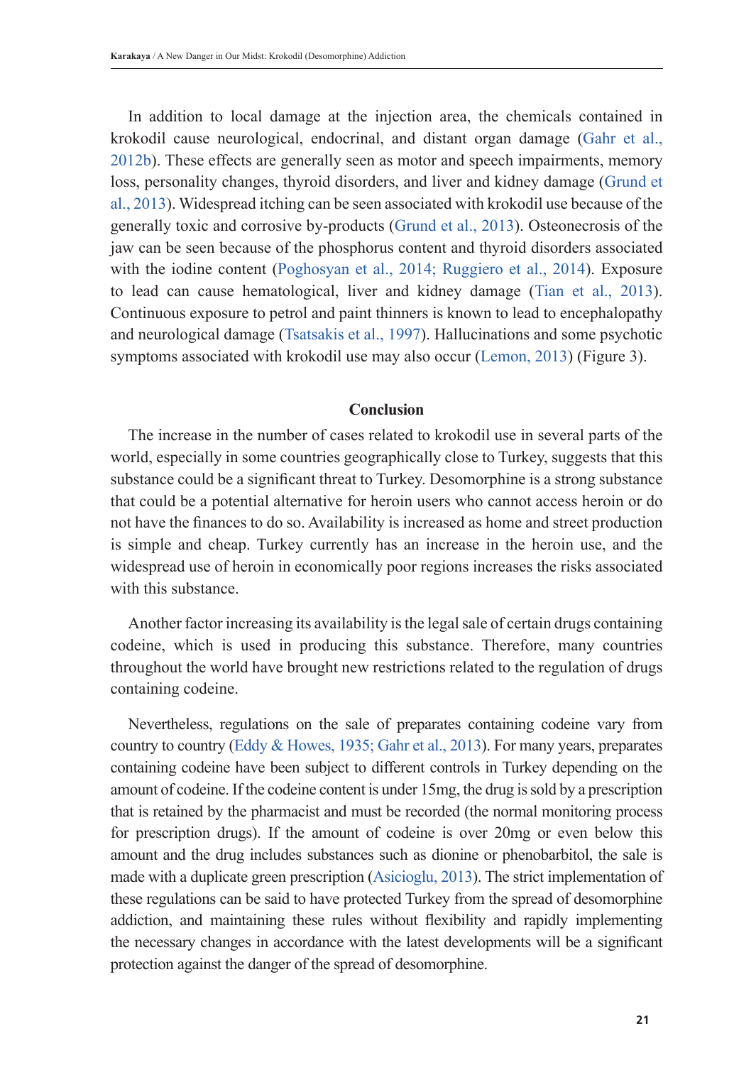In addition to local damage at the injection area, the chemicals contained in krokodil cause neurological, endocrinal, and distant organ damage (Gahr et al., 2012b). These effects are generally seen as motor and speech impairments, memory loss, personality changes, thyroid disorders, and liver and kidney damage (Grund et al., 2013). Widespread itching can be seen associated with krokodil use because of the generally toxic and corrosive by-products (Grund et al., 2013). Osteonecrosis of the jaw can be seen because of the phosphorus content and thyroid disorders associated with the iodine content (Poghosyan et al., 2014; Ruggiero et al., 2014). Exposure to lead can cause hematological, liver and kidney damage (Tian et al., 2013). Continuous exposure to petrol and paint thinners is known to lead to encephalopathy and neurological damage (Tsatsakis et al., 1997). Hallucinations and some psychotic symptoms associated with krokodil use may also occur (Lemon, 2013) (Figure 3).

## Conclusion

The increase in the number of cases related to krokodil use in several parts of the world, especially in some countries geographically close to Turkey, suggests that this substance could be a significant threat to Turkey. Desomorphine is a strong substance that could be a potential alternative for heroin users who cannot access heroin or do not have the finances to do so. Availability is increased as home and street production is simple and cheap. Turkey currently has an increase in the heroin use, and the widespread use of heroin in economically poor regions increases the risks associated with this substance.

Another factor increasing its availability is the legal sale of certain drugs containing codeine, which is used in producing this substance. Therefore, many countries throughout the world have brought new restrictions related to the regulation of drugs containing codeine.

Nevertheless, regulations on the sale of preparates containing codeine vary from country to country (Eddy & Howes, 1935; Gahr et al., 2013). For many years, preparates containing codeine have been subject to different controls in Turkey depending on the amount of codeine. If the codeine content is under 15mg, the drug is sold by a prescription that is retained by the pharmacist and must be recorded (the normal monitoring process for prescription drugs). If the amount of codeine is over 20mg or even below this amount and the drug includes substances such as dionine or phenobarbitol, the sale is made with a duplicate green prescription (Asicioglu, 2013). The strict implementation of these regulations can be said to have protected Turkey from the spread of desomorphine addiction, and maintaining these rules without flexibility and rapidly implementing the necessary changes in accordance with the latest developments will be a significant protection against the danger of the spread of desomorphine.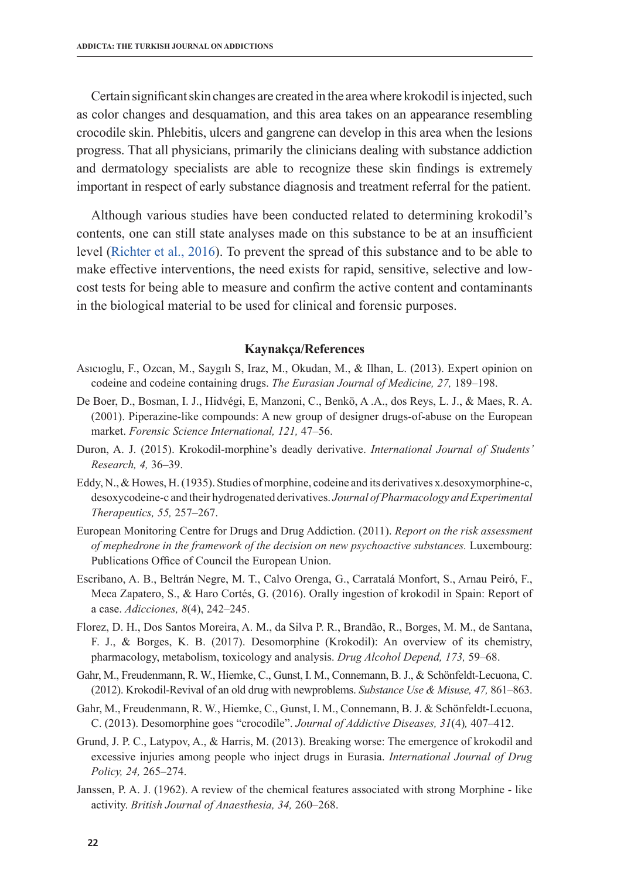Certain significant skin changes are created in the area where krokodil is injected, such as color changes and desquamation, and this area takes on an appearance resembling crocodile skin. Phlebitis, ulcers and gangrene can develop in this area when the lesions progress. That all physicians, primarily the clinicians dealing with substance addiction and dermatology specialists are able to recognize these skin findings is extremely important in respect of early substance diagnosis and treatment referral for the patient.

Although various studies have been conducted related to determining krokodil's contents, one can still state analyses made on this substance to be at an insufficient level (Richter et al., 2016). To prevent the spread of this substance and to be able to make effective interventions, the need exists for rapid, sensitive, selective and low-cost tests for being able to measure and confirm the active content and contaminants in the biological material to be used for clinical and forensic purposes.

## Kaynakça/References

Asıcıoglu, F., Ozcan, M., Saygılı S, Iraz, M., Okudan, M., & Ilhan, L. (2013). Expert opinion on codeine and codeine containing drugs. *The Eurasian Journal of Medicine, 27,* 189–198.

De Boer, D., Bosman, I. J., Hidvégi, E, Manzoni, C., Benkö, A .A., dos Reys, L. J., & Maes, R. A. (2001). Piperazine-like compounds: A new group of designer drugs-of-abuse on the European market. *Forensic Science International, 121,* 47–56.

Duron, A. J. (2015). Krokodil-morphine's deadly derivative. *International Journal of Students' Research, 4,* 36–39.

Eddy, N., & Howes, H. (1935). Studies of morphine, codeine and its derivatives x.desoxymorphine-c, desoxycodeine-c and their hydrogenated derivatives. *Journal of Pharmacology and Experimental Therapeutics, 55,* 257–267.

European Monitoring Centre for Drugs and Drug Addiction. (2011). *Report on the risk assessment of mephedrone in the framework of the decision on new psychoactive substances.* Luxembourg: Publications Office of Council the European Union.

Escribano, A. B., Beltrán Negre, M. T., Calvo Orenga, G., Carratalá Monfort, S., Arnau Peiró, F., Meca Zapatero, S., & Haro Cortés, G. (2016). Orally ingestion of krokodil in Spain: Report of a case. *Adicciones, 8*(4), 242–245.

Florez, D. H., Dos Santos Moreira, A. M., da Silva P. R., Brandão, R., Borges, M. M., de Santana, F. J., & Borges, K. B. (2017). Desomorphine (Krokodil): An overview of its chemistry, pharmacology, metabolism, toxicology and analysis. *Drug Alcohol Depend, 173,* 59–68.

Gahr, M., Freudenmann, R. W., Hiemke, C., Gunst, I. M., Connemann, B. J., & Schönfeldt-Lecuona, C. (2012). Krokodil-Revival of an old drug with newproblems. *Substance Use & Misuse, 47,* 861–863.

Gahr, M., Freudenmann, R. W., Hiemke, C., Gunst, I. M., Connemann, B. J. & Schönfeldt-Lecuona, C. (2013). Desomorphine goes "crocodile". *Journal of Addictive Diseases, 31*(4)*,* 407–412.

Grund, J. P. C., Latypov, A., & Harris, M. (2013). Breaking worse: The emergence of krokodil and excessive injuries among people who inject drugs in Eurasia. *International Journal of Drug Policy, 24,* 265–274.

Janssen, P. A. J. (1962). A review of the chemical features associated with strong Morphine - like activity. *British Journal of Anaesthesia, 34,* 260–268.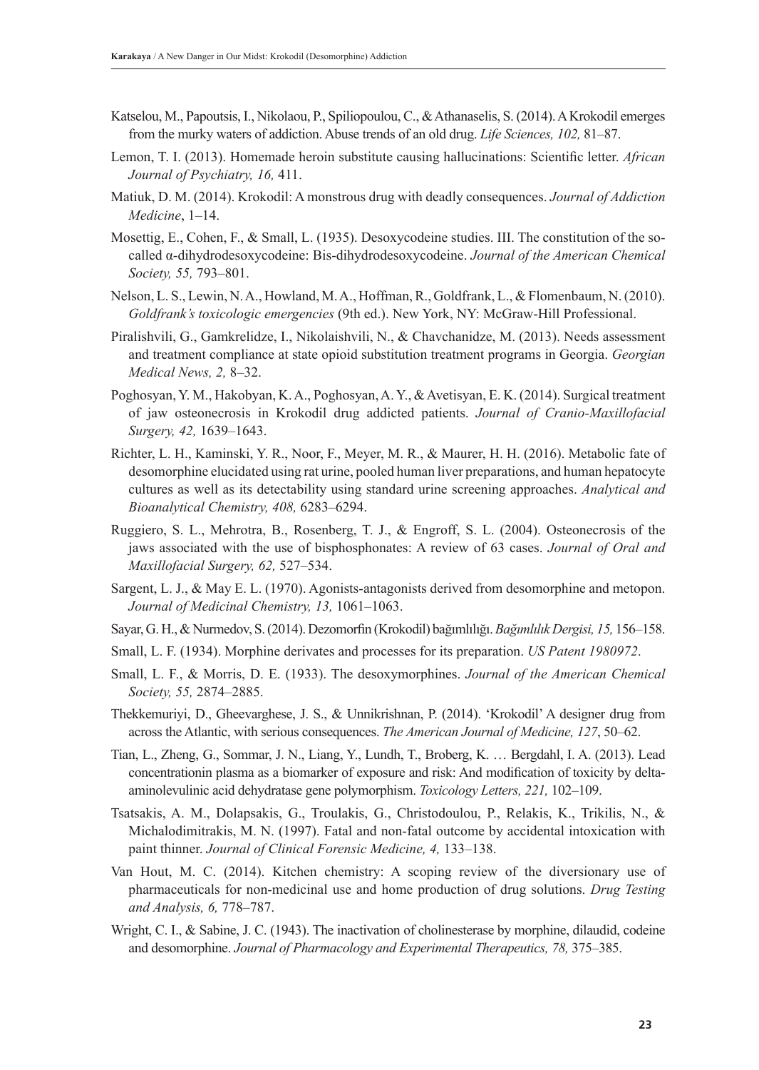Katselou, M., Papoutsis, I., Nikolaou, P., Spiliopoulou, C., & Athanaselis, S. (2014). A Krokodil emerges from the murky waters of addiction. Abuse trends of an old drug. *Life Sciences, 102,* 81–87.

Lemon, T. I. (2013). Homemade heroin substitute causing hallucinations: Scientific letter. *African Journal of Psychiatry, 16,* 411.

Matiuk, D. M. (2014). Krokodil: A monstrous drug with deadly consequences. *Journal of Addiction Medicine*, 1–14.

Mosettig, E., Cohen, F., & Small, L. (1935). Desoxycodeine studies. III. The constitution of the so-called α-dihydrodesoxycodeine: Bis-dihydrodesoxycodeine. *Journal of the American Chemical Society, 55,* 793–801.

Nelson, L. S., Lewin, N. A., Howland, M. A., Hoffman, R., Goldfrank, L., & Flomenbaum, N. (2010). *Goldfrank's toxicologic emergencies* (9th ed.). New York, NY: McGraw-Hill Professional.

Piralishvili, G., Gamkrelidze, I., Nikolaishvili, N., & Chavchanidze, M. (2013). Needs assessment and treatment compliance at state opioid substitution treatment programs in Georgia. *Georgian Medical News, 2,* 8–32.

Poghosyan, Y. M., Hakobyan, K. A., Poghosyan, A. Y., & Avetisyan, E. K. (2014). Surgical treatment of jaw osteonecrosis in Krokodil drug addicted patients. *Journal of Cranio-Maxillofacial Surgery, 42,* 1639–1643.

Richter, L. H., Kaminski, Y. R., Noor, F., Meyer, M. R., & Maurer, H. H. (2016). Metabolic fate of desomorphine elucidated using rat urine, pooled human liver preparations, and human hepatocyte cultures as well as its detectability using standard urine screening approaches. *Analytical and Bioanalytical Chemistry, 408,* 6283–6294.

Ruggiero, S. L., Mehrotra, B., Rosenberg, T. J., & Engroff, S. L. (2004). Osteonecrosis of the jaws associated with the use of bisphosphonates: A review of 63 cases. *Journal of Oral and Maxillofacial Surgery, 62,* 527–534.

Sargent, L. J., & May E. L. (1970). Agonists-antagonists derived from desomorphine and metopon. *Journal of Medicinal Chemistry, 13,* 1061–1063.

Sayar, G. H., & Nurmedov, S. (2014). Dezomorfin (Krokodil) bağımlılığı. *Bağımlılık Dergisi, 15,* 156–158.

Small, L. F. (1934). Morphine derivates and processes for its preparation. *US Patent 1980972*.

Small, L. F., & Morris, D. E. (1933). The desoxymorphines. *Journal of the American Chemical Society, 55,* 2874–2885.

Thekkemuriyi, D., Gheevarghese, J. S., & Unnikrishnan, P. (2014). 'Krokodil' A designer drug from across the Atlantic, with serious consequences. *The American Journal of Medicine, 127*, 50–62.

Tian, L., Zheng, G., Sommar, J. N., Liang, Y., Lundh, T., Broberg, K. … Bergdahl, I. A. (2013). Lead concentrationin plasma as a biomarker of exposure and risk: And modification of toxicity by delta-aminolevulinic acid dehydratase gene polymorphism. *Toxicology Letters, 221,* 102–109.

Tsatsakis, A. M., Dolapsakis, G., Troulakis, G., Christodoulou, P., Relakis, K., Trikilis, N., & Michalodimitrakis, M. N. (1997). Fatal and non-fatal outcome by accidental intoxication with paint thinner. *Journal of Clinical Forensic Medicine, 4,* 133–138.

Van Hout, M. C. (2014). Kitchen chemistry: A scoping review of the diversionary use of pharmaceuticals for non-medicinal use and home production of drug solutions. *Drug Testing and Analysis, 6,* 778–787.

Wright, C. I., & Sabine, J. C. (1943). The inactivation of cholinesterase by morphine, dilaudid, codeine and desomorphine. *Journal of Pharmacology and Experimental Therapeutics, 78,* 375–385.